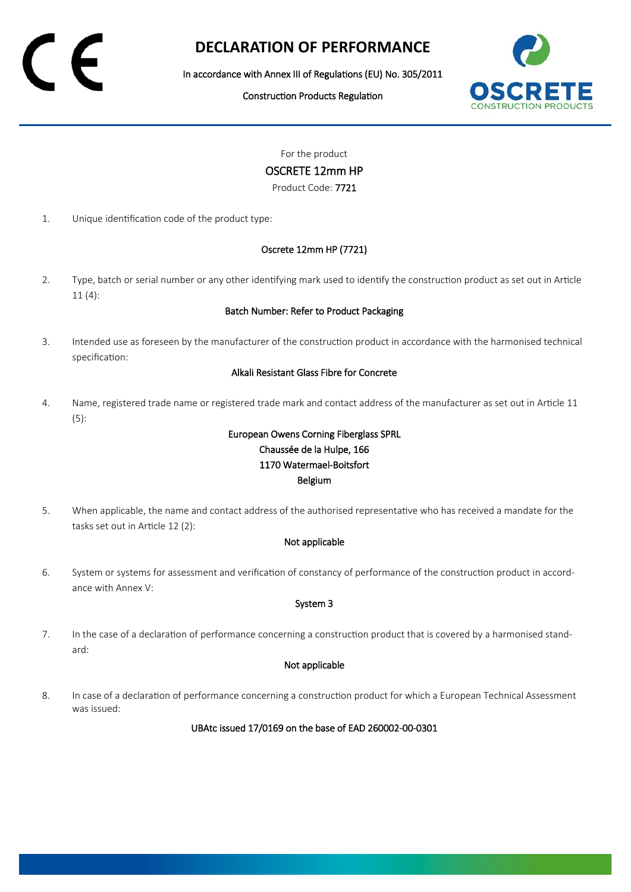# DECLARATION OF PERFORMANCE

In accordance with Annex III of Regulations (EU) No. 305/2011

Construction Products Regulation

For the product

OSCRETE 12mm HP

Product Code: 7721

1. Unique identification code of the product type:

   Oscrete 12mm HP (7721)

2. Type, batch or serial number or any other identifying mark used to identify the construction product as set out in Article 11 (4):

   Batch Number: Refer to Product Packaging

3. Intended use as foreseen by the manufacturer of the construction product in accordance with the harmonised technical specification:

   Alkali Resistant Glass Fibre for Concrete

4. Name, registered trade name or registered trade mark and contact address of the manufacturer as set out in Article 11 (5):

   European Owens Corning Fiberglass SPRL
   Chaussée de la Hulpe, 166
   1170 Watermael-Boitsfort
   Belgium

5. When applicable, the name and contact address of the authorised representative who has received a mandate for the tasks set out in Article 12 (2):

   Not applicable

6. System or systems for assessment and verification of constancy of performance of the construction product in accordance with Annex V:

   System 3

7. In the case of a declaration of performance concerning a construction product that is covered by a harmonised standard:

   Not applicable

8. In case of a declaration of performance concerning a construction product for which a European Technical Assessment was issued:

   UBAtc issued 17/0169 on the base of EAD 260002-00-0301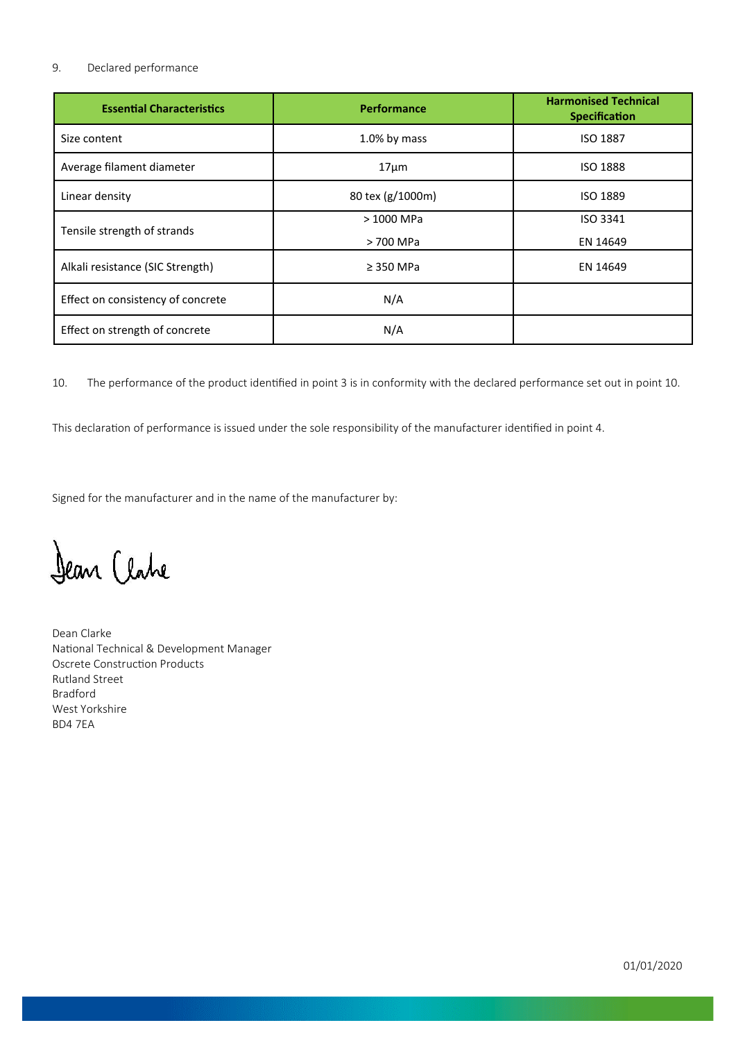9. Declared performance

| Essential Characteristics | Performance | Harmonised Technical Specification |
|---|---|---|
| Size content | 1.0% by mass | ISO 1887 |
| Average filament diameter | 17µm | ISO 1888 |
| Linear density | 80 tex (g/1000m) | ISO 1889 |
| Tensile strength of strands | > 1000 MPa | ISO 3341 |
| | > 700 MPa | EN 14649 |
| Alkali resistance (SIC Strength) | ≥ 350 MPa | EN 14649 |
| Effect on consistency of concrete | N/A | |
| Effect on strength of concrete | N/A | |

10. The performance of the product identified in point 3 is in conformity with the declared performance set out in point 10.

This declaration of performance is issued under the sole responsibility of the manufacturer identified in point 4.

Signed for the manufacturer and in the name of the manufacturer by:

Dean Clarke

Dean Clarke
National Technical & Development Manager
Oscrete Construction Products
Rutland Street
Bradford
West Yorkshire
BD4 7EA

01/01/2020